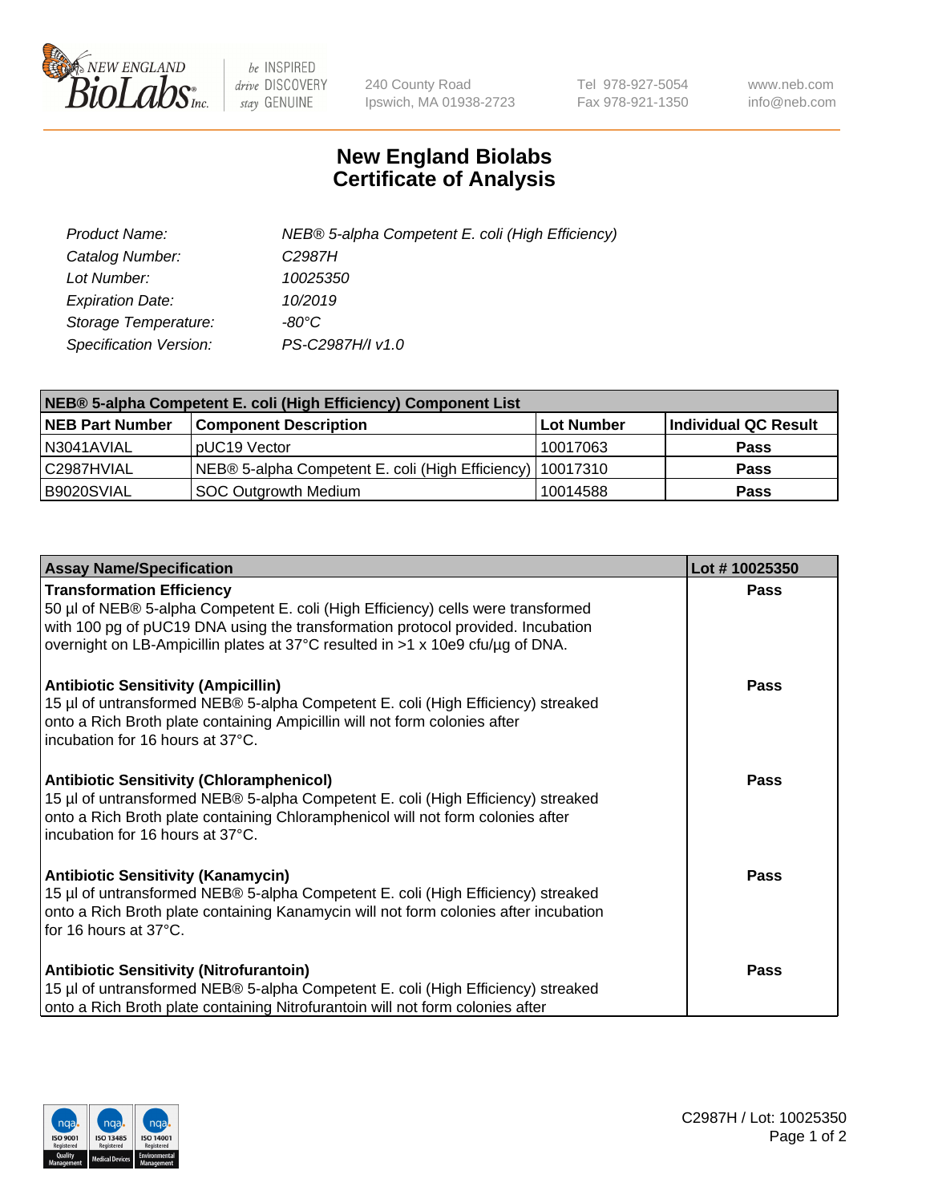New England BioLabs Inc. — be INSPIRED drive DISCOVERY stay GENUINE

240 County Road
Ipswich, MA 01938-2723

Tel 978-927-5054
Fax 978-921-1350

www.neb.com
info@neb.com

# New England Biolabs
# Certificate of Analysis

| | |
|---|---|
| *Product Name:* | *NEB® 5-alpha Competent E. coli (High Efficiency)* |
| *Catalog Number:* | *C2987H* |
| *Lot Number:* | *10025350* |
| *Expiration Date:* | *10/2019* |
| *Storage Temperature:* | *-80°C* |
| *Specification Version:* | *PS-C2987H/I v1.0* |

| NEB® 5-alpha Competent E. coli (High Efficiency) Component List | | | |
|---|---|---|---|
| **NEB Part Number** | **Component Description** | **Lot Number** | **Individual QC Result** |
| N3041AVIAL | pUC19 Vector | 10017063 | **Pass** |
| C2987HVIAL | NEB® 5-alpha Competent E. coli (High Efficiency) | 10017310 | **Pass** |
| B9020SVIAL | SOC Outgrowth Medium | 10014588 | **Pass** |

| Assay Name/Specification | Lot # 10025350 |
|---|---|
| **Transformation Efficiency**<br>50 µl of NEB® 5-alpha Competent E. coli (High Efficiency) cells were transformed with 100 pg of pUC19 DNA using the transformation protocol provided. Incubation overnight on LB-Ampicillin plates at 37°C resulted in >1 x 10e9 cfu/µg of DNA. | **Pass** |
| **Antibiotic Sensitivity (Ampicillin)**<br>15 µl of untransformed NEB® 5-alpha Competent E. coli (High Efficiency) streaked onto a Rich Broth plate containing Ampicillin will not form colonies after incubation for 16 hours at 37°C. | **Pass** |
| **Antibiotic Sensitivity (Chloramphenicol)**<br>15 µl of untransformed NEB® 5-alpha Competent E. coli (High Efficiency) streaked onto a Rich Broth plate containing Chloramphenicol will not form colonies after incubation for 16 hours at 37°C. | **Pass** |
| **Antibiotic Sensitivity (Kanamycin)**<br>15 µl of untransformed NEB® 5-alpha Competent E. coli (High Efficiency) streaked onto a Rich Broth plate containing Kanamycin will not form colonies after incubation for 16 hours at 37°C. | **Pass** |
| **Antibiotic Sensitivity (Nitrofurantoin)**<br>15 µl of untransformed NEB® 5-alpha Competent E. coli (High Efficiency) streaked onto a Rich Broth plate containing Nitrofurantoin will not form colonies after | **Pass** |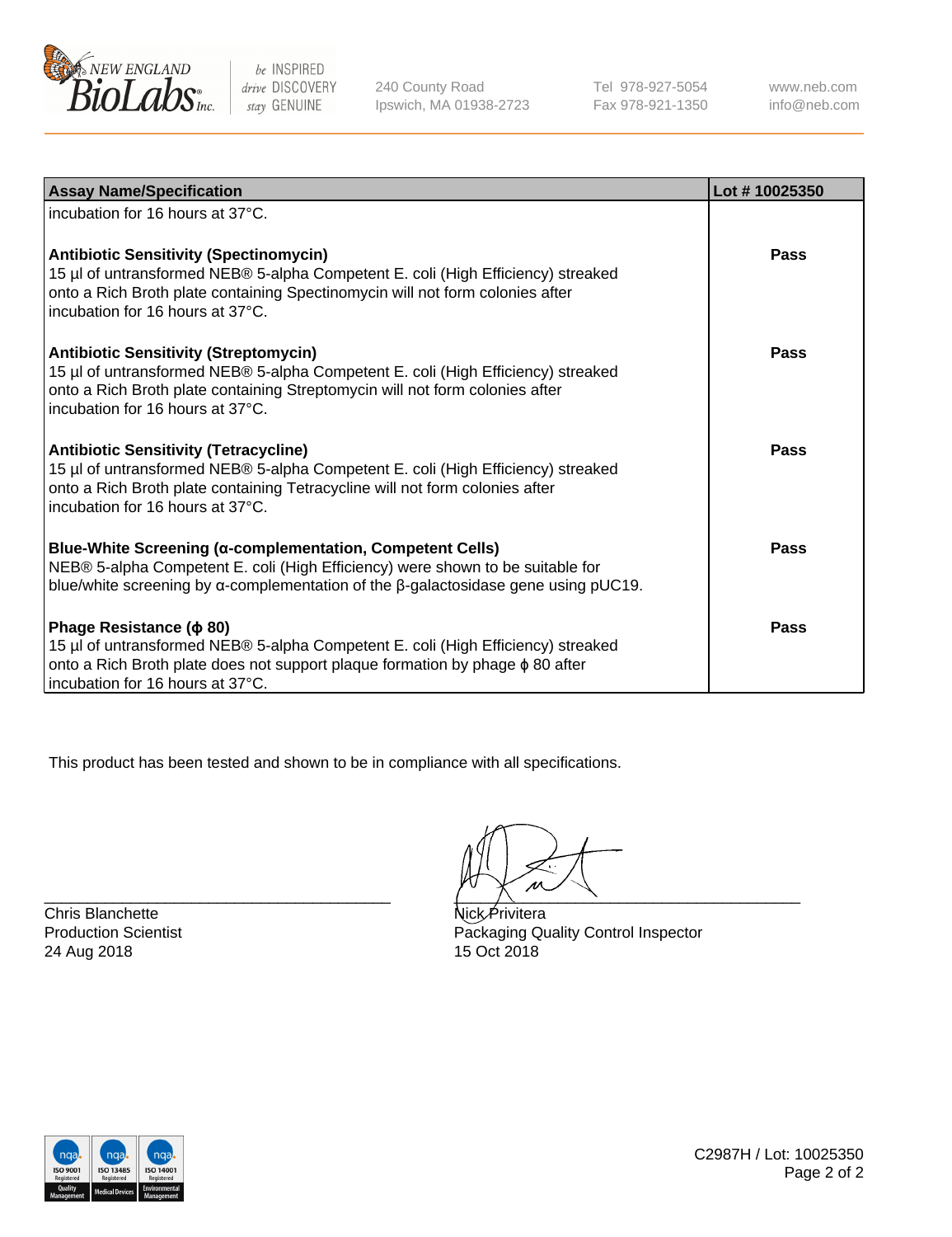| Assay Name/Specification | Lot # 10025350 |
|---|---|
| incubation for 16 hours at 37°C. | |
| **Antibiotic Sensitivity (Spectinomycin)**<br>15 µl of untransformed NEB® 5-alpha Competent E. coli (High Efficiency) streaked onto a Rich Broth plate containing Spectinomycin will not form colonies after incubation for 16 hours at 37°C. | **Pass** |
| **Antibiotic Sensitivity (Streptomycin)**<br>15 µl of untransformed NEB® 5-alpha Competent E. coli (High Efficiency) streaked onto a Rich Broth plate containing Streptomycin will not form colonies after incubation for 16 hours at 37°C. | **Pass** |
| **Antibiotic Sensitivity (Tetracycline)**<br>15 µl of untransformed NEB® 5-alpha Competent E. coli (High Efficiency) streaked onto a Rich Broth plate containing Tetracycline will not form colonies after incubation for 16 hours at 37°C. | **Pass** |
| **Blue-White Screening (α-complementation, Competent Cells)**<br>NEB® 5-alpha Competent E. coli (High Efficiency) were shown to be suitable for blue/white screening by α-complementation of the β-galactosidase gene using pUC19. | **Pass** |
| **Phage Resistance (ϕ 80)**<br>15 µl of untransformed NEB® 5-alpha Competent E. coli (High Efficiency) streaked onto a Rich Broth plate does not support plaque formation by phage ϕ 80 after incubation for 16 hours at 37°C. | **Pass** |

This product has been tested and shown to be in compliance with all specifications.

Chris Blanchette
Production Scientist
24 Aug 2018

Nick Privitera
Packaging Quality Control Inspector
15 Oct 2018

C2987H / Lot: 10025350